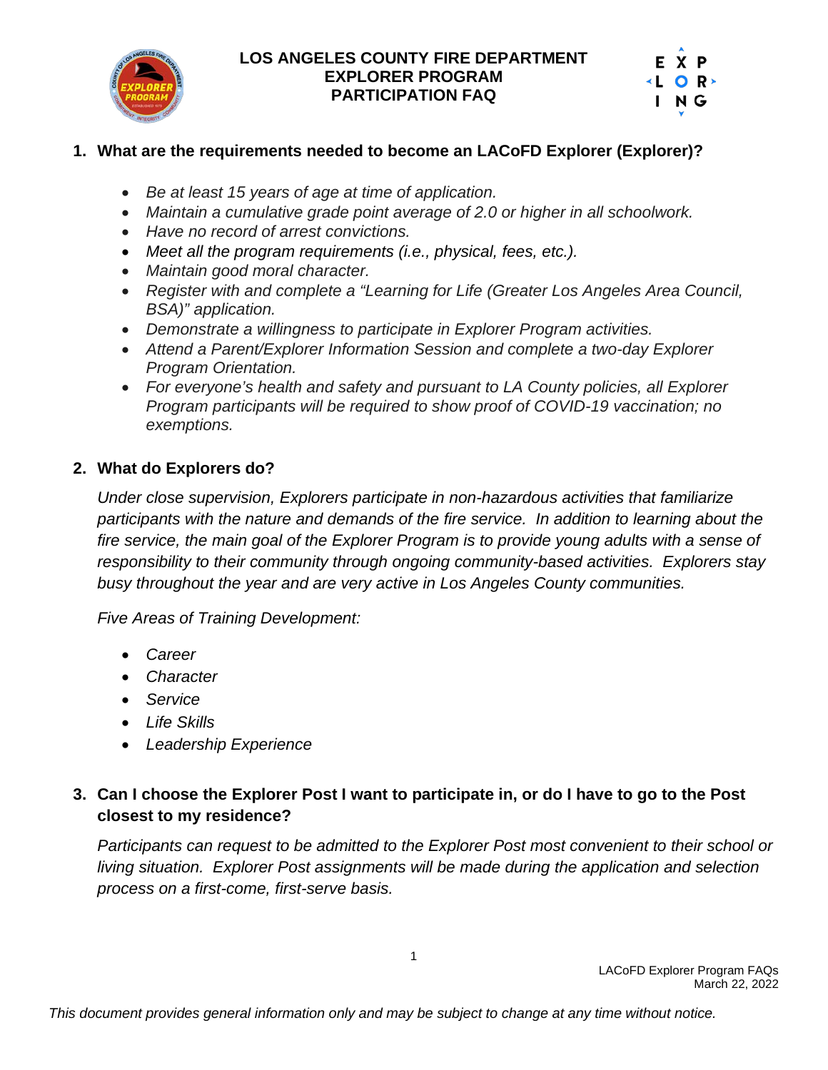# LOS ANGELES COUNTY FIRE DEPARTMENT
# EXPLORER PROGRAM
# PARTICIPATION FAQ

## 1. What are the requirements needed to become an LACoFD Explorer (Explorer)?

- *Be at least 15 years of age at time of application.*
- *Maintain a cumulative grade point average of 2.0 or higher in all schoolwork.*
- *Have no record of arrest convictions.*
- *Meet all the program requirements (i.e., physical, fees, etc.).*
- *Maintain good moral character.*
- *Register with and complete a "Learning for Life (Greater Los Angeles Area Council, BSA)" application.*
- *Demonstrate a willingness to participate in Explorer Program activities.*
- *Attend a Parent/Explorer Information Session and complete a two-day Explorer Program Orientation.*
- *For everyone's health and safety and pursuant to LA County policies, all Explorer Program participants will be required to show proof of COVID-19 vaccination; no exemptions.*

## 2. What do Explorers do?

*Under close supervision, Explorers participate in non-hazardous activities that familiarize participants with the nature and demands of the fire service. In addition to learning about the fire service, the main goal of the Explorer Program is to provide young adults with a sense of responsibility to their community through ongoing community-based activities. Explorers stay busy throughout the year and are very active in Los Angeles County communities.*

*Five Areas of Training Development:*

- *Career*
- *Character*
- *Service*
- *Life Skills*
- *Leadership Experience*

## 3. Can I choose the Explorer Post I want to participate in, or do I have to go to the Post closest to my residence?

*Participants can request to be admitted to the Explorer Post most convenient to their school or living situation. Explorer Post assignments will be made during the application and selection process on a first-come, first-serve basis.*

LACoFD Explorer Program FAQs
March 22, 2022

*This document provides general information only and may be subject to change at any time without notice.*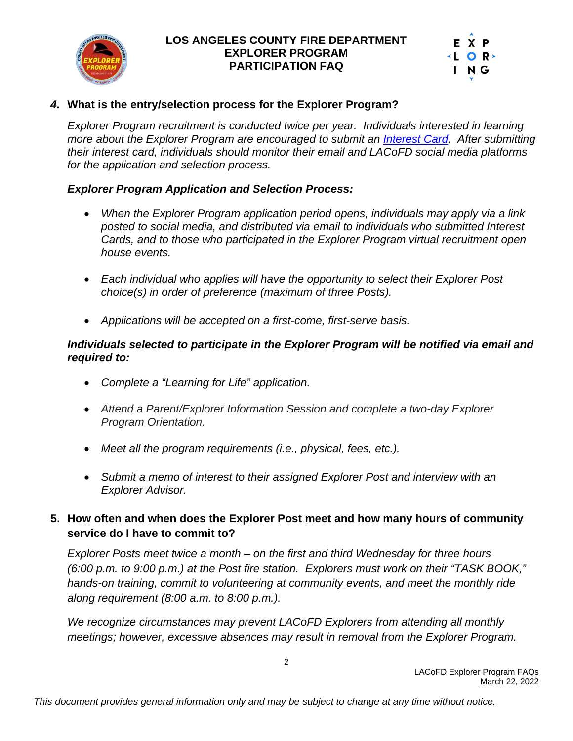## *4.* What is the entry/selection process for the Explorer Program?

*Explorer Program recruitment is conducted twice per year. Individuals interested in learning more about the Explorer Program are encouraged to submit an [Interest Card](). After submitting their interest card, individuals should monitor their email and LACoFD social media platforms for the application and selection process.*

***Explorer Program Application and Selection Process:***

- *When the Explorer Program application period opens, individuals may apply via a link posted to social media, and distributed via email to individuals who submitted Interest Cards, and to those who participated in the Explorer Program virtual recruitment open house events.*
- *Each individual who applies will have the opportunity to select their Explorer Post choice(s) in order of preference (maximum of three Posts).*
- *Applications will be accepted on a first-come, first-serve basis.*

***Individuals selected to participate in the Explorer Program will be notified via email and required to:***

- *Complete a "Learning for Life" application.*
- *Attend a Parent/Explorer Information Session and complete a two-day Explorer Program Orientation.*
- *Meet all the program requirements (i.e., physical, fees, etc.).*
- *Submit a memo of interest to their assigned Explorer Post and interview with an Explorer Advisor.*

## 5. How often and when does the Explorer Post meet and how many hours of community service do I have to commit to?

*Explorer Posts meet twice a month – on the first and third Wednesday for three hours (6:00 p.m. to 9:00 p.m.) at the Post fire station. Explorers must work on their "TASK BOOK," hands-on training, commit to volunteering at community events, and meet the monthly ride along requirement (8:00 a.m. to 8:00 p.m.).*

*We recognize circumstances may prevent LACoFD Explorers from attending all monthly meetings; however, excessive absences may result in removal from the Explorer Program.*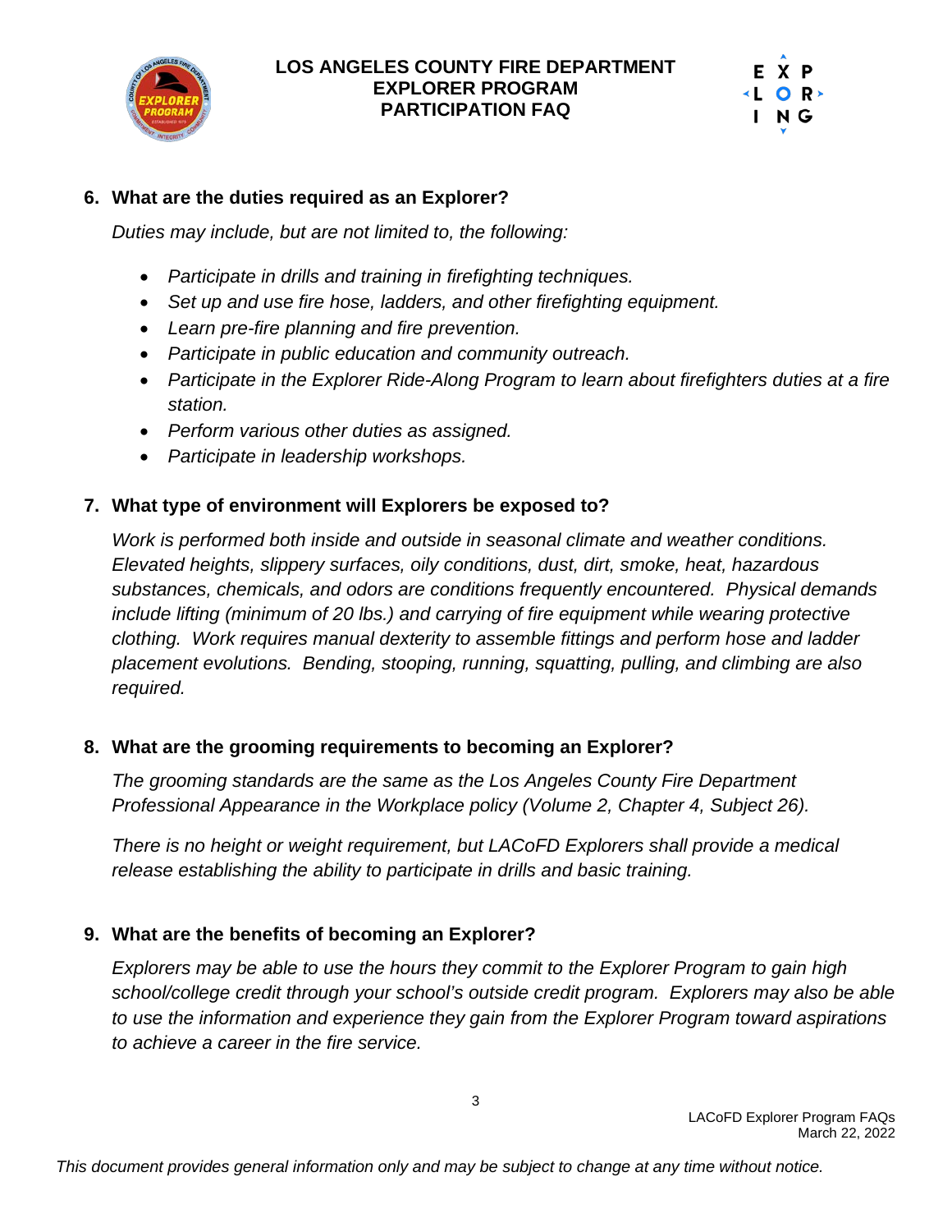**6. What are the duties required as an Explorer?**

*Duties may include, but are not limited to, the following:*

- *Participate in drills and training in firefighting techniques.*
- *Set up and use fire hose, ladders, and other firefighting equipment.*
- *Learn pre-fire planning and fire prevention.*
- *Participate in public education and community outreach.*
- *Participate in the Explorer Ride-Along Program to learn about firefighters duties at a fire station.*
- *Perform various other duties as assigned.*
- *Participate in leadership workshops.*

**7. What type of environment will Explorers be exposed to?**

*Work is performed both inside and outside in seasonal climate and weather conditions. Elevated heights, slippery surfaces, oily conditions, dust, dirt, smoke, heat, hazardous substances, chemicals, and odors are conditions frequently encountered. Physical demands include lifting (minimum of 20 lbs.) and carrying of fire equipment while wearing protective clothing. Work requires manual dexterity to assemble fittings and perform hose and ladder placement evolutions. Bending, stooping, running, squatting, pulling, and climbing are also required.*

**8. What are the grooming requirements to becoming an Explorer?**

*The grooming standards are the same as the Los Angeles County Fire Department Professional Appearance in the Workplace policy (Volume 2, Chapter 4, Subject 26).*

*There is no height or weight requirement, but LACoFD Explorers shall provide a medical release establishing the ability to participate in drills and basic training.*

**9. What are the benefits of becoming an Explorer?**

*Explorers may be able to use the hours they commit to the Explorer Program to gain high school/college credit through your school's outside credit program. Explorers may also be able to use the information and experience they gain from the Explorer Program toward aspirations to achieve a career in the fire service.*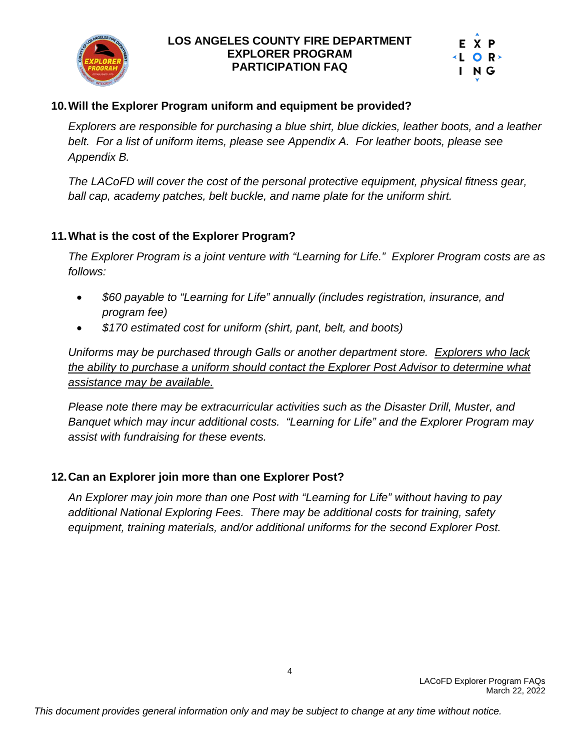## 10. Will the Explorer Program uniform and equipment be provided?

*Explorers are responsible for purchasing a blue shirt, blue dickies, leather boots, and a leather belt. For a list of uniform items, please see Appendix A. For leather boots, please see Appendix B.*

*The LACoFD will cover the cost of the personal protective equipment, physical fitness gear, ball cap, academy patches, belt buckle, and name plate for the uniform shirt.*

## 11. What is the cost of the Explorer Program?

*The Explorer Program is a joint venture with "Learning for Life." Explorer Program costs are as follows:*

- *$60 payable to "Learning for Life" annually (includes registration, insurance, and program fee)*
- *$170 estimated cost for uniform (shirt, pant, belt, and boots)*

*Uniforms may be purchased through Galls or another department store. Explorers who lack the ability to purchase a uniform should contact the Explorer Post Advisor to determine what assistance may be available.*

*Please note there may be extracurricular activities such as the Disaster Drill, Muster, and Banquet which may incur additional costs. "Learning for Life" and the Explorer Program may assist with fundraising for these events.*

## 12. Can an Explorer join more than one Explorer Post?

*An Explorer may join more than one Post with "Learning for Life" without having to pay additional National Exploring Fees. There may be additional costs for training, safety equipment, training materials, and/or additional uniforms for the second Explorer Post.*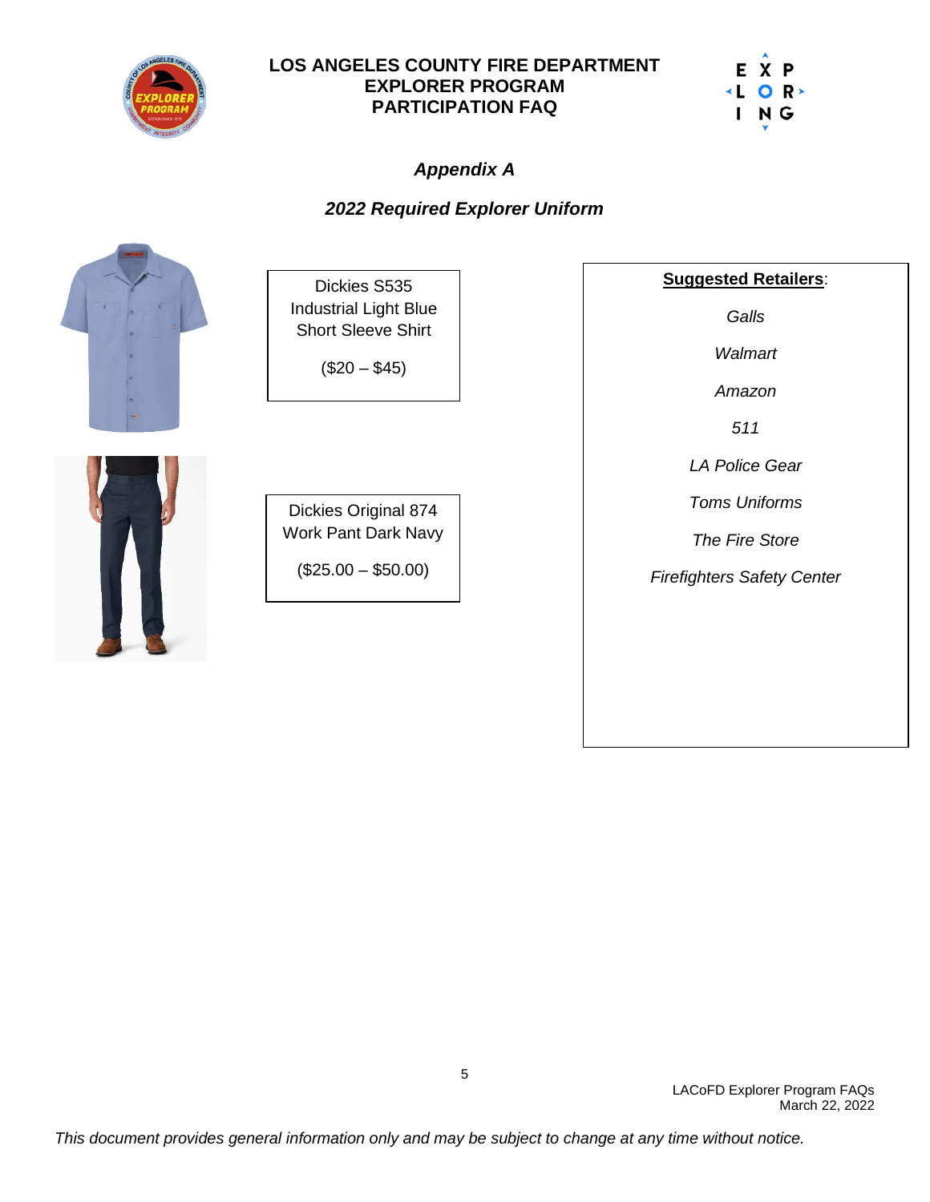## Appendix A

### 2022 Required Explorer Uniform

Dickies S535
Industrial Light Blue
Short Sleeve Shirt

($20 – $45)

Dickies Original 874
Work Pant Dark Navy

($25.00 – $50.00)

**Suggested Retailers**:

*Galls*

*Walmart*

*Amazon*

*511*

*LA Police Gear*

*Toms Uniforms*

*The Fire Store*

*Firefighters Safety Center*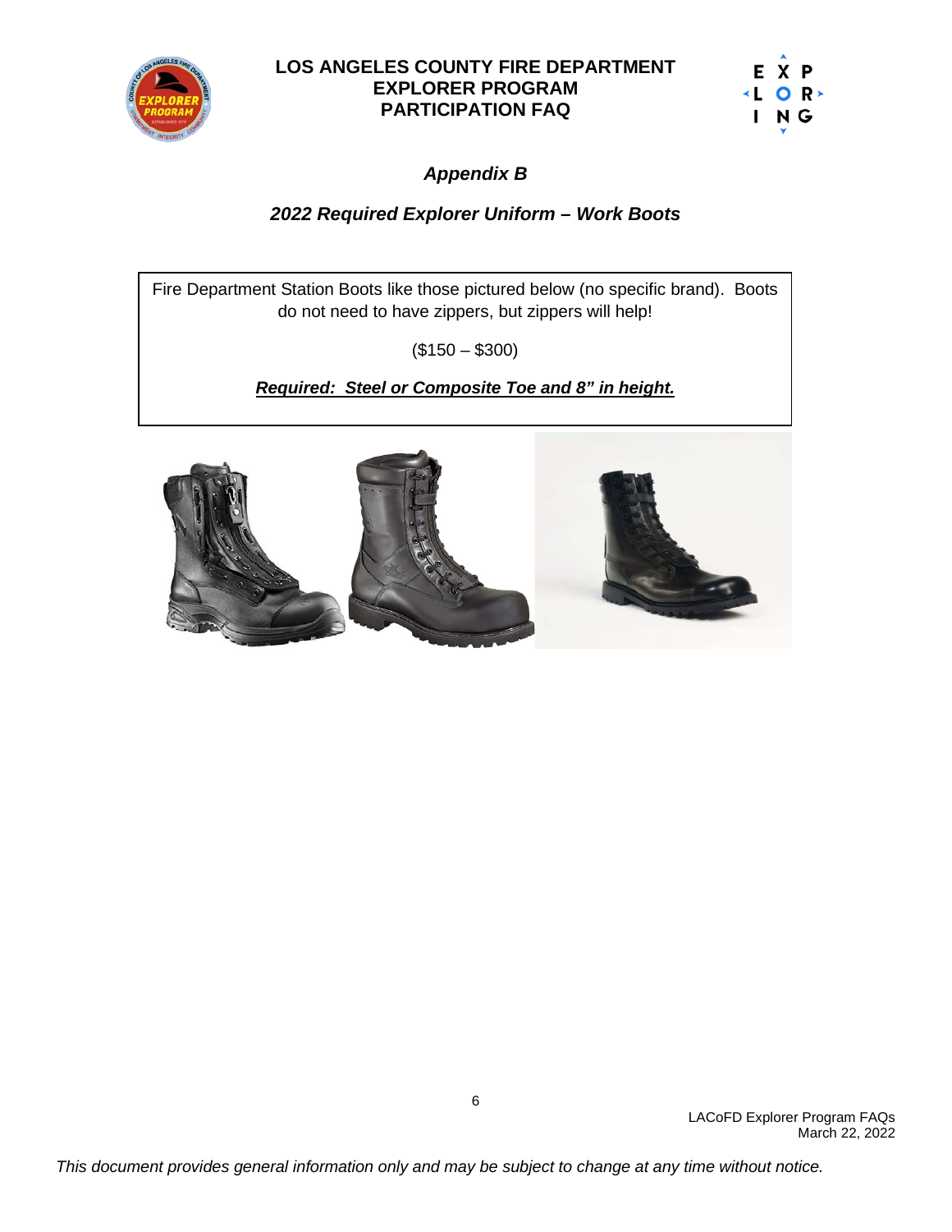*Appendix B*

*2022 Required Explorer Uniform – Work Boots*

Fire Department Station Boots like those pictured below (no specific brand). Boots do not need to have zippers, but zippers will help!

($150 – $300)

***Required: Steel or Composite Toe and 8” in height.***

*This document provides general information only and may be subject to change at any time without notice.*